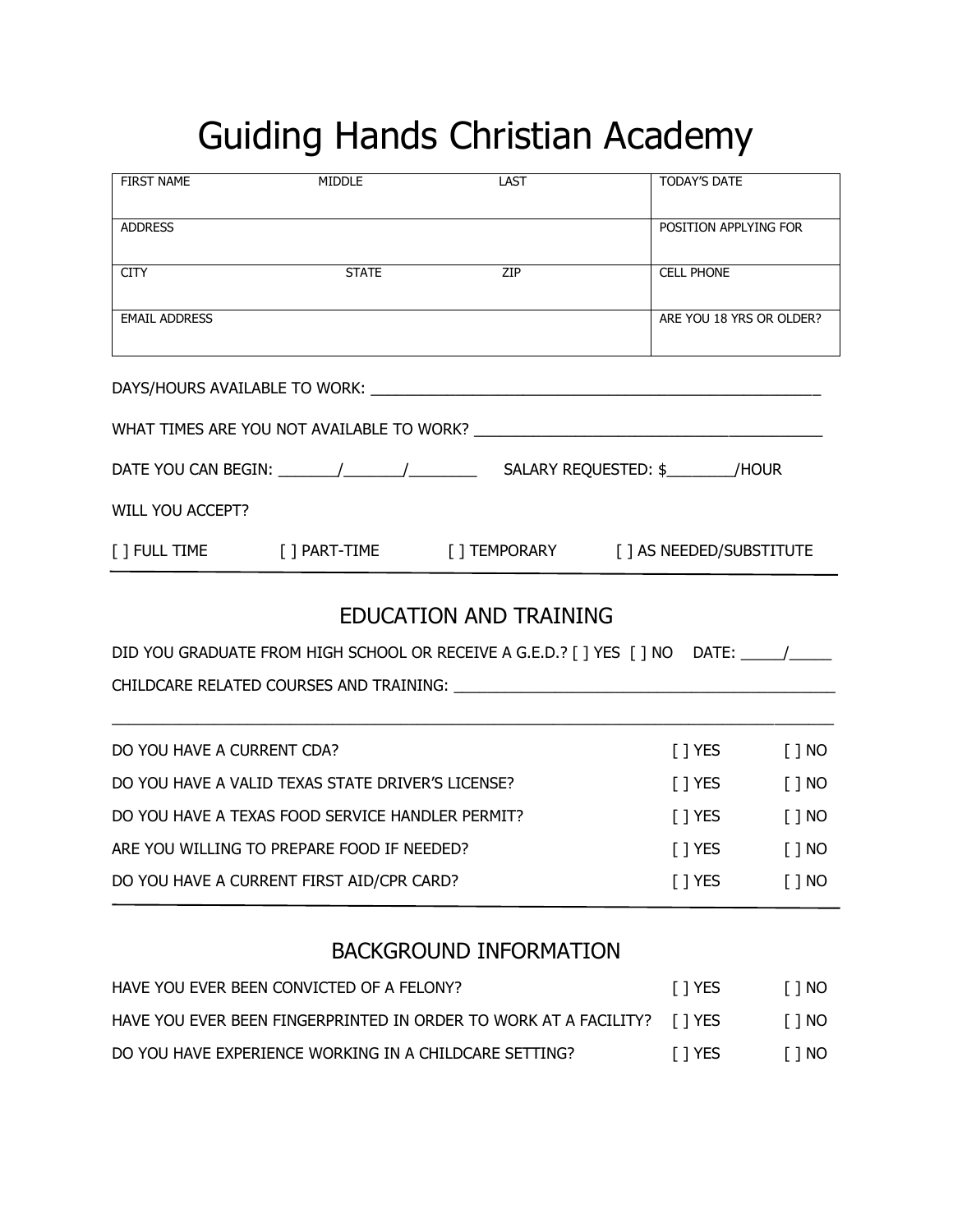# Guiding Hands Christian Academy

| FIRST NAME | MIDDLE | LAST | TODAY'S DATE |
|---|---|---|---|
| ADDRESS | | | POSITION APPLYING FOR |
| CITY | STATE | ZIP | CELL PHONE |
| EMAIL ADDRESS | | | ARE YOU 18 YRS OR OLDER? |

DAYS/HOURS AVAILABLE TO WORK: ______________________________________________________

WHAT TIMES ARE YOU NOT AVAILABLE TO WORK? ________________________________________

DATE YOU CAN BEGIN: _______/_______/________ SALARY REQUESTED: $________/HOUR

WILL YOU ACCEPT?

[ ] FULL TIME [ ] PART-TIME [ ] TEMPORARY [ ] AS NEEDED/SUBSTITUTE

## EDUCATION AND TRAINING

DID YOU GRADUATE FROM HIGH SCHOOL OR RECEIVE A G.E.D.? [ ] YES [ ] NO DATE: _____/_____

CHILDCARE RELATED COURSES AND TRAINING: ____________________________________________

______________________________________________________________________________

| | | |
|---|---|---|
| DO YOU HAVE A CURRENT CDA? | [ ] YES | [ ] NO |
| DO YOU HAVE A VALID TEXAS STATE DRIVER'S LICENSE? | [ ] YES | [ ] NO |
| DO YOU HAVE A TEXAS FOOD SERVICE HANDLER PERMIT? | [ ] YES | [ ] NO |
| ARE YOU WILLING TO PREPARE FOOD IF NEEDED? | [ ] YES | [ ] NO |
| DO YOU HAVE A CURRENT FIRST AID/CPR CARD? | [ ] YES | [ ] NO |

## BACKGROUND INFORMATION

| | | |
|---|---|---|
| HAVE YOU EVER BEEN CONVICTED OF A FELONY? | [ ] YES | [ ] NO |
| HAVE YOU EVER BEEN FINGERPRINTED IN ORDER TO WORK AT A FACILITY? | [ ] YES | [ ] NO |
| DO YOU HAVE EXPERIENCE WORKING IN A CHILDCARE SETTING? | [ ] YES | [ ] NO |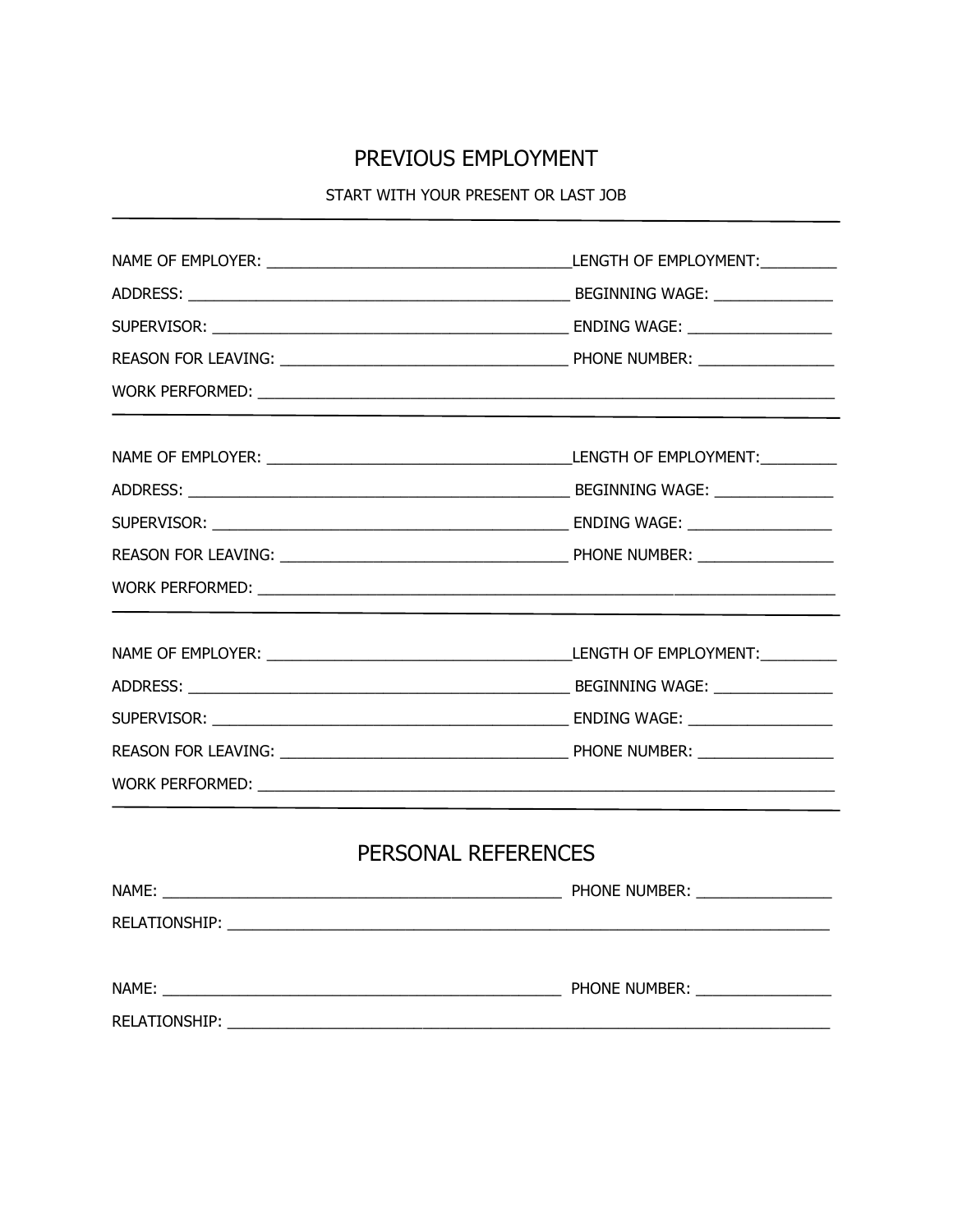# PREVIOUS EMPLOYMENT

START WITH YOUR PRESENT OR LAST JOB

---

NAME OF EMPLOYER: ____________________________________LENGTH OF EMPLOYMENT:_________

ADDRESS: ______________________________________________ BEGINNING WAGE: ______________

SUPERVISOR: ___________________________________________ ENDING WAGE: _________________

REASON FOR LEAVING: __________________________________ PHONE NUMBER: ________________

WORK PERFORMED: _______________________________________________________________________

---

NAME OF EMPLOYER: ____________________________________LENGTH OF EMPLOYMENT:_________

ADDRESS: ______________________________________________ BEGINNING WAGE: ______________

SUPERVISOR: ___________________________________________ ENDING WAGE: _________________

REASON FOR LEAVING: __________________________________ PHONE NUMBER: ________________

WORK PERFORMED: _______________________________________________________________________

---

NAME OF EMPLOYER: ____________________________________LENGTH OF EMPLOYMENT:_________

ADDRESS: ______________________________________________ BEGINNING WAGE: ______________

SUPERVISOR: ___________________________________________ ENDING WAGE: _________________

REASON FOR LEAVING: __________________________________ PHONE NUMBER: ________________

WORK PERFORMED: _______________________________________________________________________

---

# PERSONAL REFERENCES

NAME: _________________________________________________ PHONE NUMBER: ________________

RELATIONSHIP: __________________________________________________________________________

NAME: _________________________________________________ PHONE NUMBER: ________________

RELATIONSHIP: __________________________________________________________________________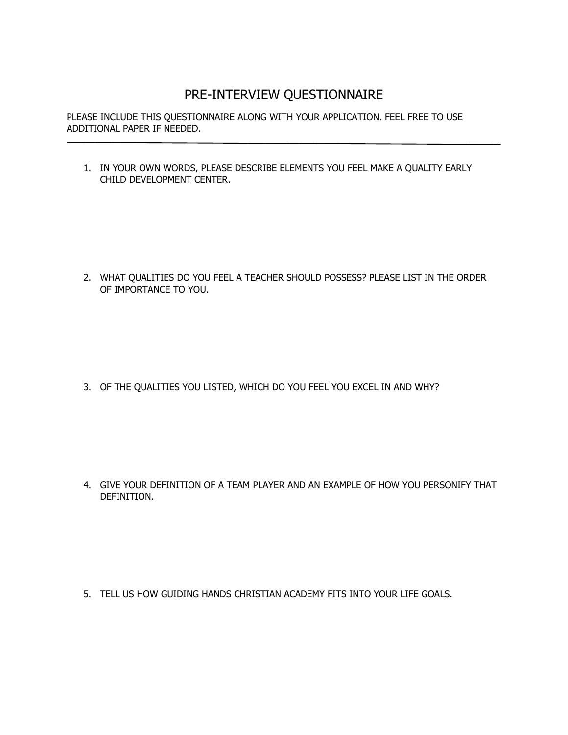# PRE-INTERVIEW QUESTIONNAIRE

PLEASE INCLUDE THIS QUESTIONNAIRE ALONG WITH YOUR APPLICATION. FEEL FREE TO USE ADDITIONAL PAPER IF NEEDED.

---

1. IN YOUR OWN WORDS, PLEASE DESCRIBE ELEMENTS YOU FEEL MAKE A QUALITY EARLY CHILD DEVELOPMENT CENTER.

2. WHAT QUALITIES DO YOU FEEL A TEACHER SHOULD POSSESS? PLEASE LIST IN THE ORDER OF IMPORTANCE TO YOU.

3. OF THE QUALITIES YOU LISTED, WHICH DO YOU FEEL YOU EXCEL IN AND WHY?

4. GIVE YOUR DEFINITION OF A TEAM PLAYER AND AN EXAMPLE OF HOW YOU PERSONIFY THAT DEFINITION.

5. TELL US HOW GUIDING HANDS CHRISTIAN ACADEMY FITS INTO YOUR LIFE GOALS.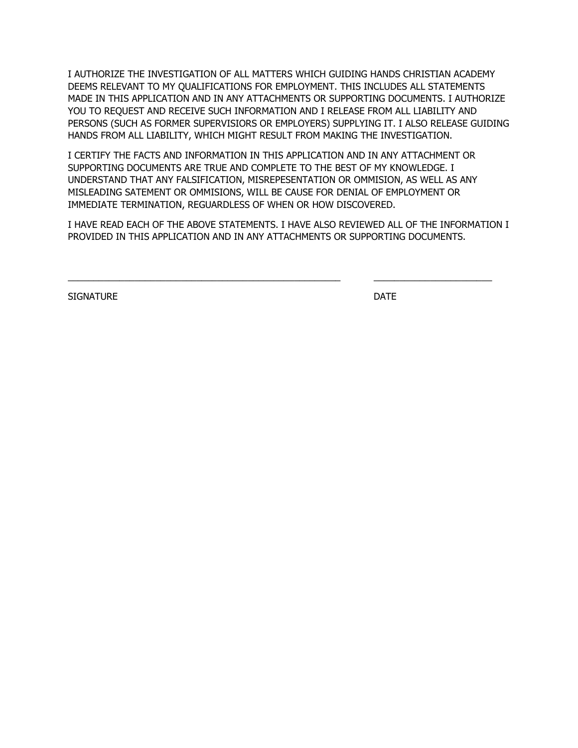I AUTHORIZE THE INVESTIGATION OF ALL MATTERS WHICH GUIDING HANDS CHRISTIAN ACADEMY DEEMS RELEVANT TO MY QUALIFICATIONS FOR EMPLOYMENT. THIS INCLUDES ALL STATEMENTS MADE IN THIS APPLICATION AND IN ANY ATTACHMENTS OR SUPPORTING DOCUMENTS. I AUTHORIZE YOU TO REQUEST AND RECEIVE SUCH INFORMATION AND I RELEASE FROM ALL LIABILITY AND PERSONS (SUCH AS FORMER SUPERVISIORS OR EMPLOYERS) SUPPLYING IT. I ALSO RELEASE GUIDING HANDS FROM ALL LIABILITY, WHICH MIGHT RESULT FROM MAKING THE INVESTIGATION.

I CERTIFY THE FACTS AND INFORMATION IN THIS APPLICATION AND IN ANY ATTACHMENT OR SUPPORTING DOCUMENTS ARE TRUE AND COMPLETE TO THE BEST OF MY KNOWLEDGE. I UNDERSTAND THAT ANY FALSIFICATION, MISREPESENTATION OR OMMISION, AS WELL AS ANY MISLEADING SATEMENT OR OMMISIONS, WILL BE CAUSE FOR DENIAL OF EMPLOYMENT OR IMMEDIATE TERMINATION, REGUARDLESS OF WHEN OR HOW DISCOVERED.

I HAVE READ EACH OF THE ABOVE STATEMENTS. I HAVE ALSO REVIEWED ALL OF THE INFORMATION I PROVIDED IN THIS APPLICATION AND IN ANY ATTACHMENTS OR SUPPORTING DOCUMENTS.

_______________________________________________________ ________________________

SIGNATURE DATE